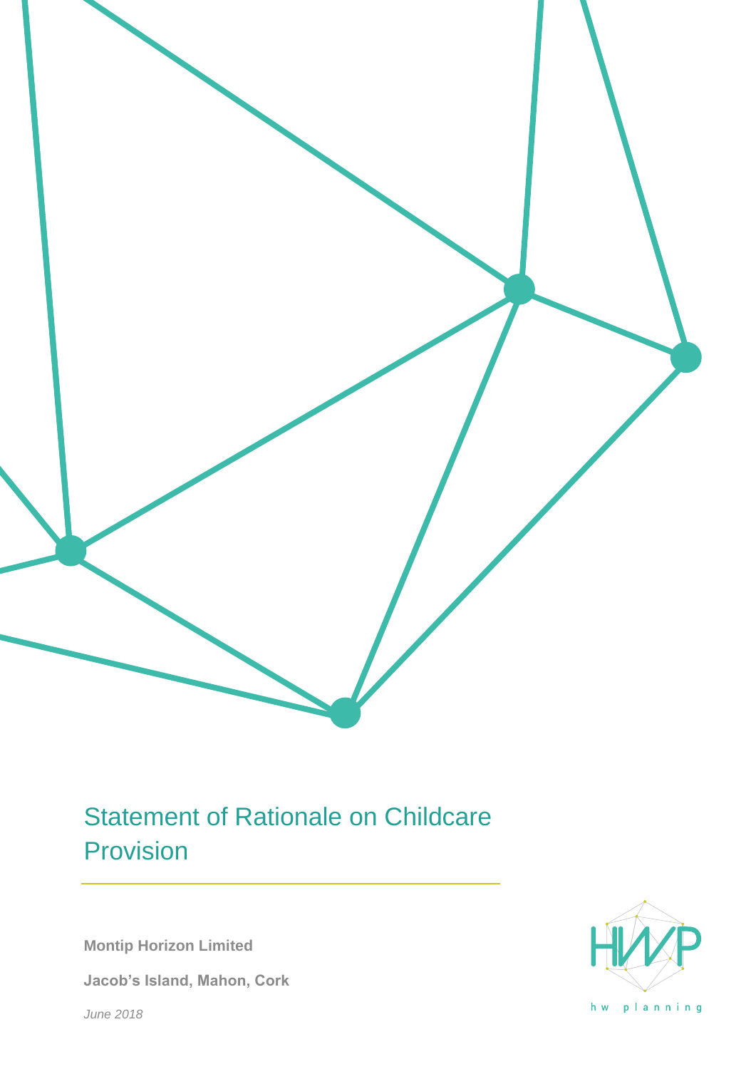# Statement of Rationale on Childcare Provision

**Montip Horizon Limited**

**Jacob's Island, Mahon, Cork**

*June 2018*

hw planning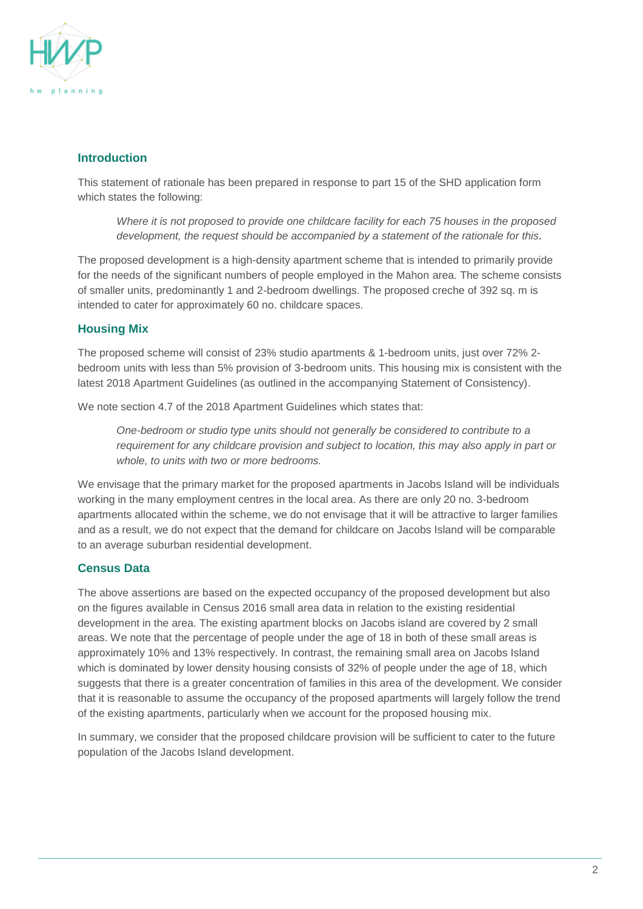## Introduction

This statement of rationale has been prepared in response to part 15 of the SHD application form which states the following:

> *Where it is not proposed to provide one childcare facility for each 75 houses in the proposed development, the request should be accompanied by a statement of the rationale for this.*

The proposed development is a high-density apartment scheme that is intended to primarily provide for the needs of the significant numbers of people employed in the Mahon area. The scheme consists of smaller units, predominantly 1 and 2-bedroom dwellings. The proposed creche of 392 sq. m is intended to cater for approximately 60 no. childcare spaces.

## Housing Mix

The proposed scheme will consist of 23% studio apartments & 1-bedroom units, just over 72% 2-bedroom units with less than 5% provision of 3-bedroom units. This housing mix is consistent with the latest 2018 Apartment Guidelines (as outlined in the accompanying Statement of Consistency).

We note section 4.7 of the 2018 Apartment Guidelines which states that:

> *One-bedroom or studio type units should not generally be considered to contribute to a requirement for any childcare provision and subject to location, this may also apply in part or whole, to units with two or more bedrooms.*

We envisage that the primary market for the proposed apartments in Jacobs Island will be individuals working in the many employment centres in the local area. As there are only 20 no. 3-bedroom apartments allocated within the scheme, we do not envisage that it will be attractive to larger families and as a result, we do not expect that the demand for childcare on Jacobs Island will be comparable to an average suburban residential development.

## Census Data

The above assertions are based on the expected occupancy of the proposed development but also on the figures available in Census 2016 small area data in relation to the existing residential development in the area. The existing apartment blocks on Jacobs island are covered by 2 small areas. We note that the percentage of people under the age of 18 in both of these small areas is approximately 10% and 13% respectively. In contrast, the remaining small area on Jacobs Island which is dominated by lower density housing consists of 32% of people under the age of 18, which suggests that there is a greater concentration of families in this area of the development. We consider that it is reasonable to assume the occupancy of the proposed apartments will largely follow the trend of the existing apartments, particularly when we account for the proposed housing mix.

In summary, we consider that the proposed childcare provision will be sufficient to cater to the future population of the Jacobs Island development.